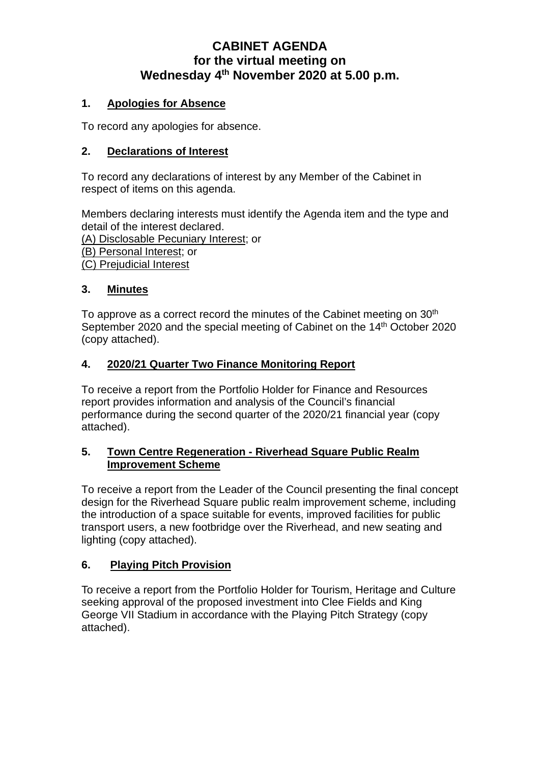# CABINET AGENDA
## for the virtual meeting on
## Wednesday 4th November 2020 at 5.00 p.m.

### 1. Apologies for Absence

To record any apologies for absence.

### 2. Declarations of Interest

To record any declarations of interest by any Member of the Cabinet in respect of items on this agenda.

Members declaring interests must identify the Agenda item and the type and detail of the interest declared.
(A) Disclosable Pecuniary Interest; or
(B) Personal Interest; or
(C) Prejudicial Interest

### 3. Minutes

To approve as a correct record the minutes of the Cabinet meeting on 30th September 2020 and the special meeting of Cabinet on the 14th October 2020 (copy attached).

### 4. 2020/21 Quarter Two Finance Monitoring Report

To receive a report from the Portfolio Holder for Finance and Resources report provides information and analysis of the Council's financial performance during the second quarter of the 2020/21 financial year (copy attached).

### 5. Town Centre Regeneration - Riverhead Square Public Realm Improvement Scheme

To receive a report from the Leader of the Council presenting the final concept design for the Riverhead Square public realm improvement scheme, including the introduction of a space suitable for events, improved facilities for public transport users, a new footbridge over the Riverhead, and new seating and lighting (copy attached).

### 6. Playing Pitch Provision

To receive a report from the Portfolio Holder for Tourism, Heritage and Culture seeking approval of the proposed investment into Clee Fields and King George VII Stadium in accordance with the Playing Pitch Strategy (copy attached).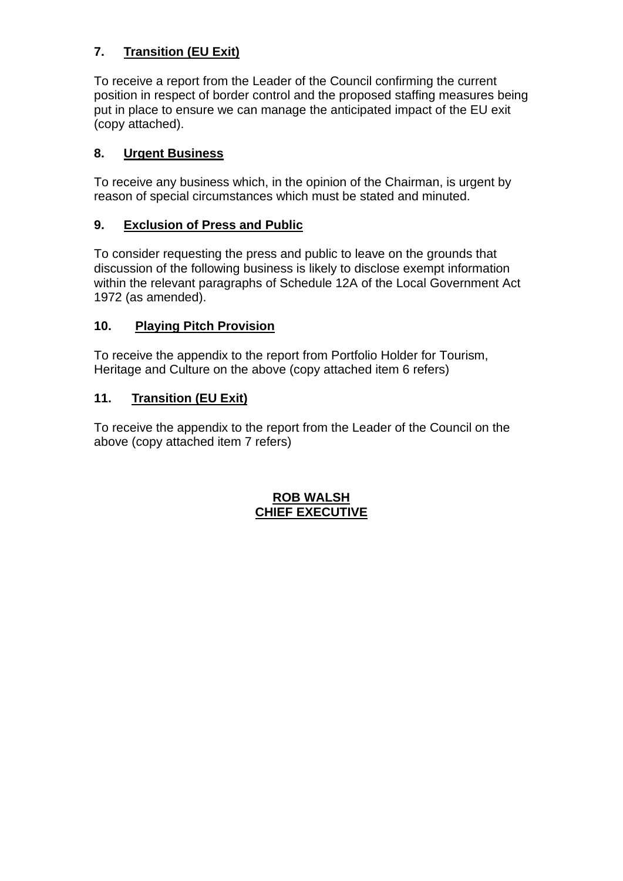**7. Transition (EU Exit)**

To receive a report from the Leader of the Council confirming the current position in respect of border control and the proposed staffing measures being put in place to ensure we can manage the anticipated impact of the EU exit (copy attached).

**8. Urgent Business**

To receive any business which, in the opinion of the Chairman, is urgent by reason of special circumstances which must be stated and minuted.

**9. Exclusion of Press and Public**

To consider requesting the press and public to leave on the grounds that discussion of the following business is likely to disclose exempt information within the relevant paragraphs of Schedule 12A of the Local Government Act 1972 (as amended).

**10. Playing Pitch Provision**

To receive the appendix to the report from Portfolio Holder for Tourism, Heritage and Culture on the above (copy attached item 6 refers)

**11. Transition (EU Exit)**

To receive the appendix to the report from the Leader of the Council on the above (copy attached item 7 refers)

**ROB WALSH**
**CHIEF EXECUTIVE**